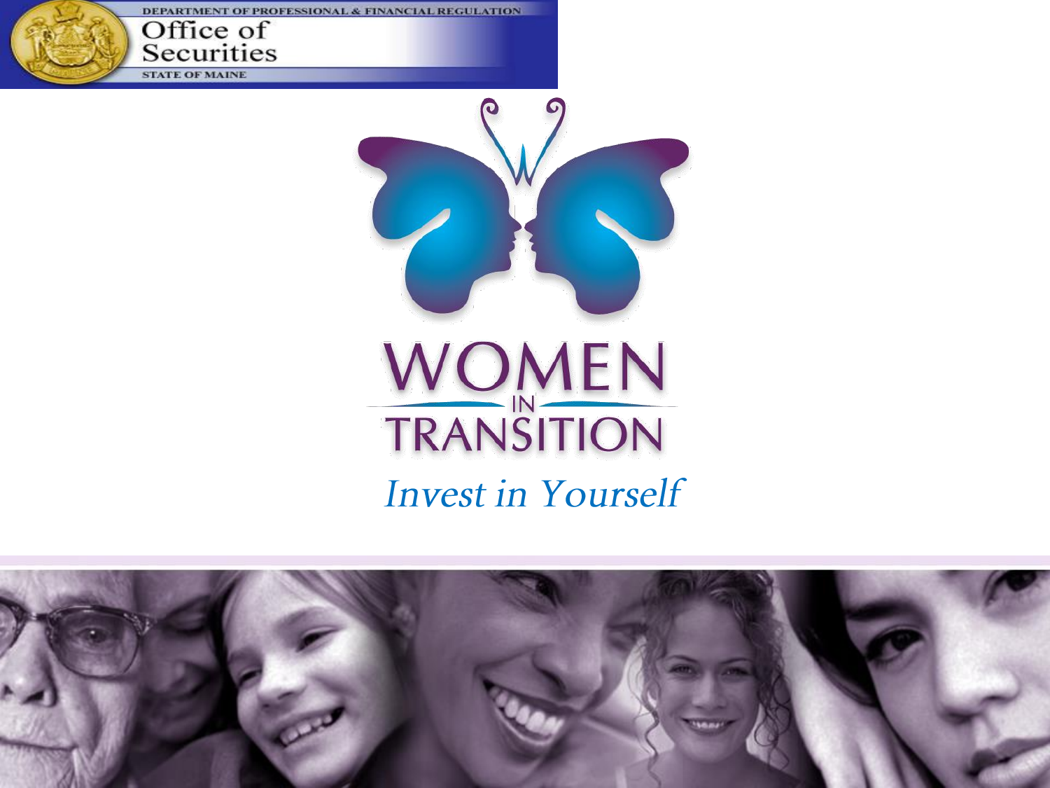DEPARTMENT OF PROFESSIONAL & FINANCIAL REGULATION

Office of Securities

STATE OF MAINE

# WOMEN IN TRANSITION

*Invest in Yourself*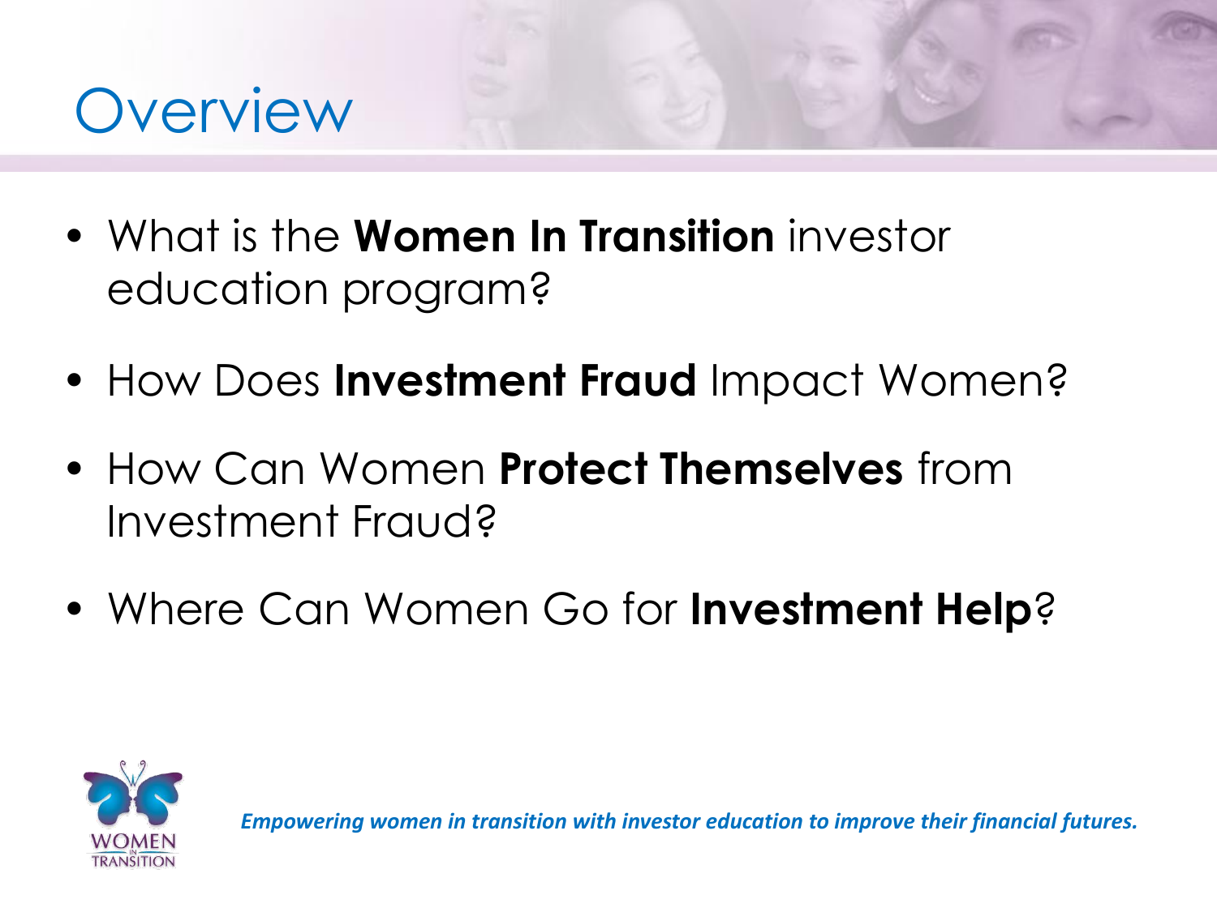# Overview

- What is the **Women In Transition** investor education program?
- How Does **Investment Fraud** Impact Women?
- How Can Women **Protect Themselves** from Investment Fraud?
- Where Can Women Go for **Investment Help**?

*Empowering women in transition with investor education to improve their financial futures.*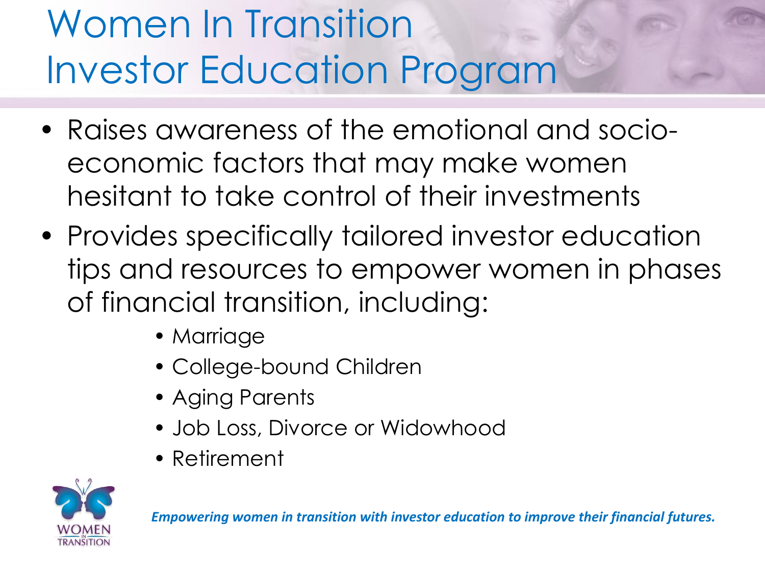# Women In Transition Investor Education Program

- Raises awareness of the emotional and socio-economic factors that may make women hesitant to take control of their investments
- Provides specifically tailored investor education tips and resources to empower women in phases of financial transition, including:
  - Marriage
  - College-bound Children
  - Aging Parents
  - Job Loss, Divorce or Widowhood
  - Retirement

WOMEN IN TRANSITION

***Empowering women in transition with investor education to improve their financial futures.***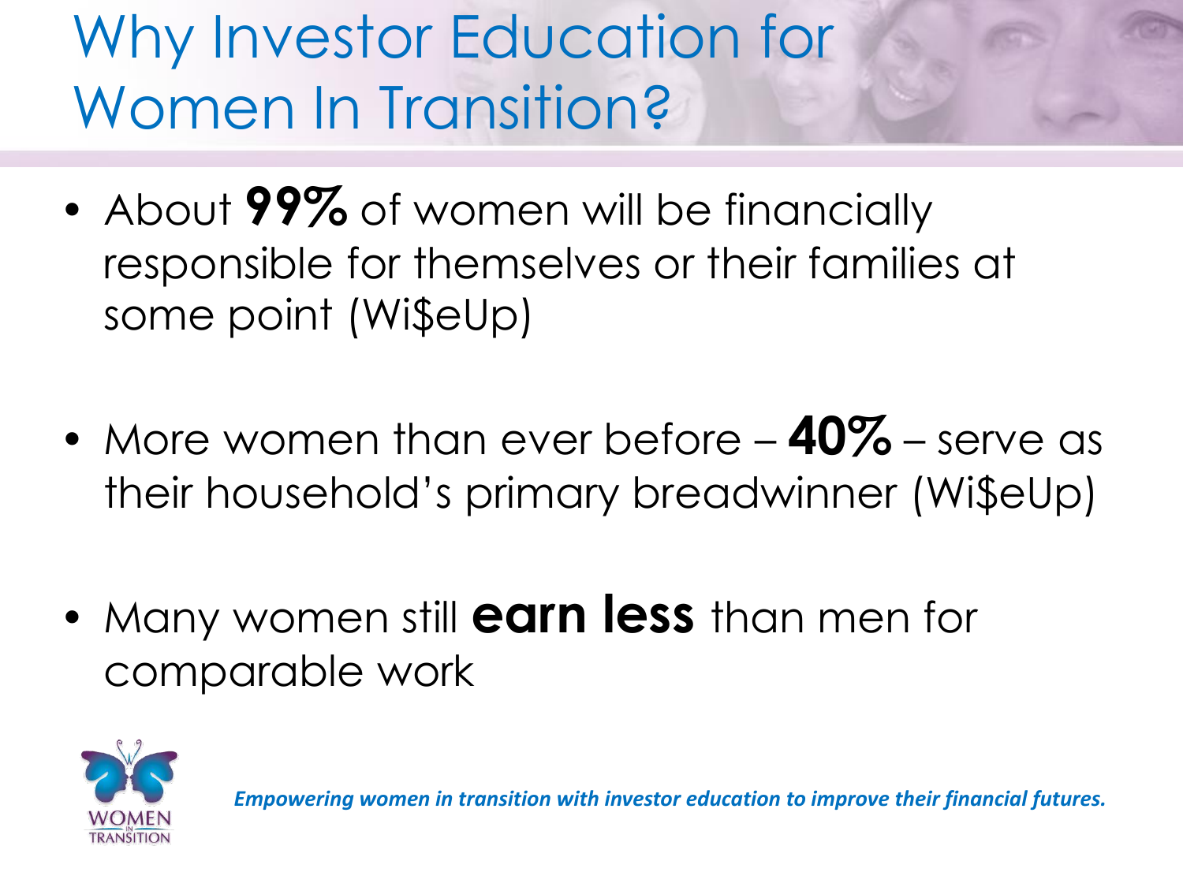# Why Investor Education for Women In Transition?

- About **99%** of women will be financially responsible for themselves or their families at some point (Wi$eUp)

- More women than ever before – **40%** – serve as their household's primary breadwinner (Wi$eUp)

- Many women still **earn less** than men for comparable work

WOMEN IN TRANSITION

*Empowering women in transition with investor education to improve their financial futures.*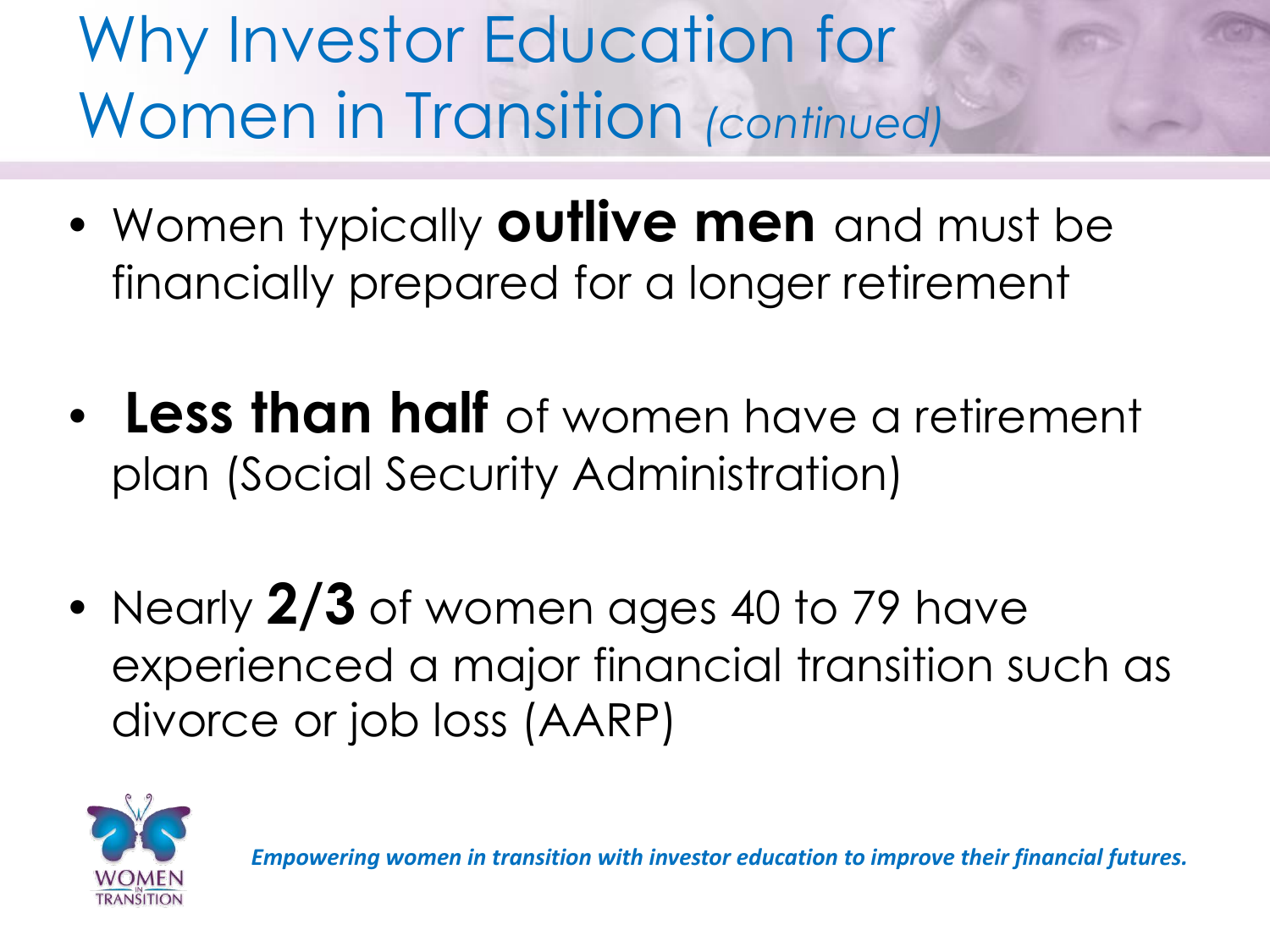# Why Investor Education for Women in Transition *(continued)*

- Women typically **outlive men** and must be financially prepared for a longer retirement
- **Less than half** of women have a retirement plan (Social Security Administration)
- Nearly **2/3** of women ages 40 to 79 have experienced a major financial transition such as divorce or job loss (AARP)

WOMEN IN TRANSITION

***Empowering women in transition with investor education to improve their financial futures.***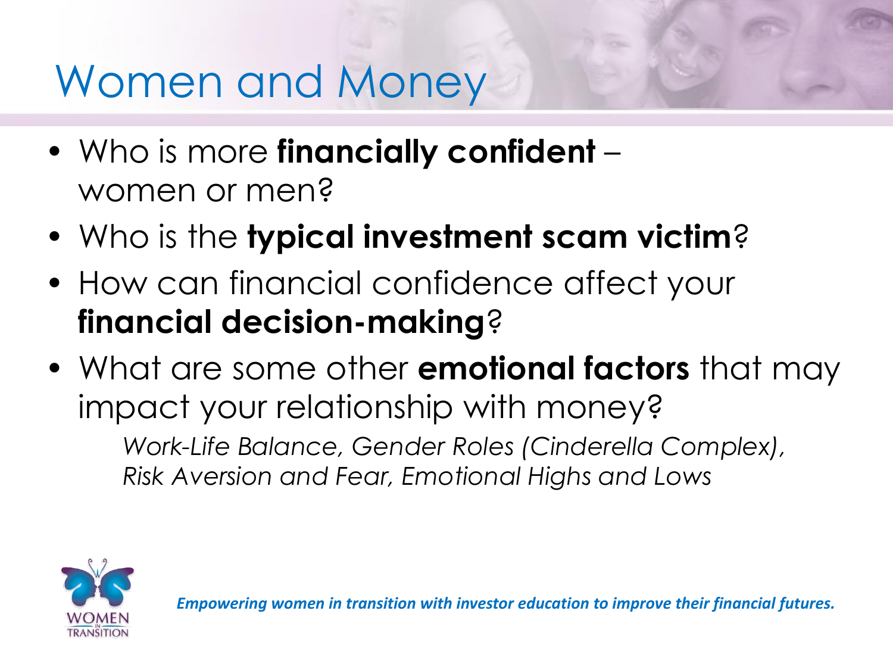# Women and Money

- Who is more **financially confident** – women or men?
- Who is the **typical investment scam victim**?
- How can financial confidence affect your **financial decision-making**?
- What are some other **emotional factors** that may impact your relationship with money?

  *Work-Life Balance, Gender Roles (Cinderella Complex), Risk Aversion and Fear, Emotional Highs and Lows*

***Empowering women in transition with investor education to improve their financial futures.***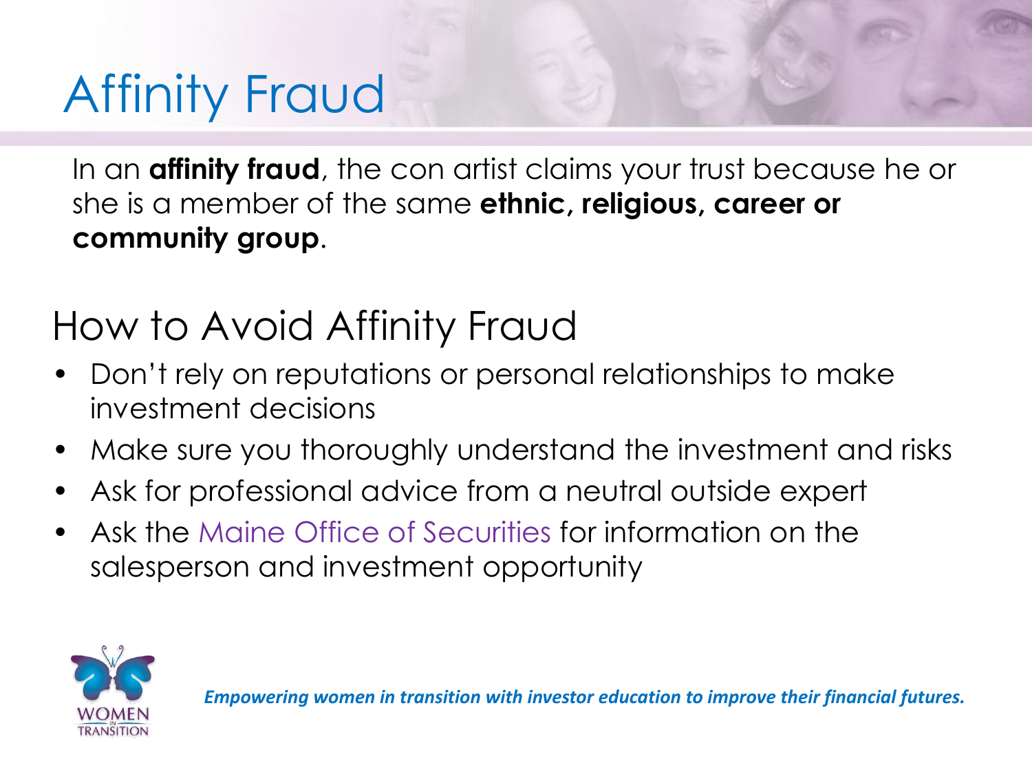# Affinity Fraud

In an **affinity fraud**, the con artist claims your trust because he or she is a member of the same **ethnic, religious, career or community group**.

## How to Avoid Affinity Fraud

- Don't rely on reputations or personal relationships to make investment decisions
- Make sure you thoroughly understand the investment and risks
- Ask for professional advice from a neutral outside expert
- Ask the Maine Office of Securities for information on the salesperson and investment opportunity

WOMEN IN TRANSITION

*Empowering women in transition with investor education to improve their financial futures.*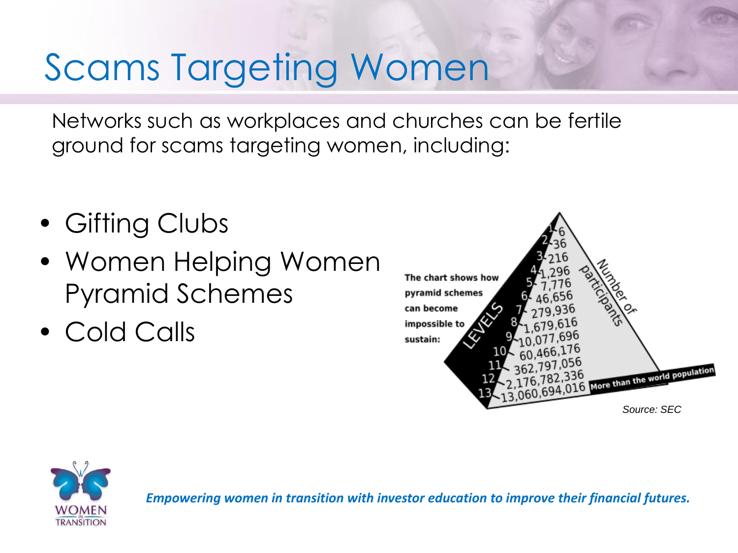# Scams Targeting Women

Networks such as workplaces and churches can be fertile ground for scams targeting women, including:

- Gifting Clubs
- Women Helping Women Pyramid Schemes
- Cold Calls

The chart shows how pyramid schemes can become impossible to sustain:

| Levels | Number of participants |
| --- | --- |
| 1 | 6 |
| 2 | 36 |
| 3 | 216 |
| 4 | 1,296 |
| 5 | 7,776 |
| 6 | 46,656 |
| 7 | 279,936 |
| 8 | 1,679,616 |
| 9 | 10,077,696 |
| 10 | 60,466,176 |
| 11 | 362,797,056 |
| 12 | 2,176,782,336 |
| 13 | 13,060,694,016 — More than the world population |

*Source: SEC*

*Empowering women in transition with investor education to improve their financial futures.*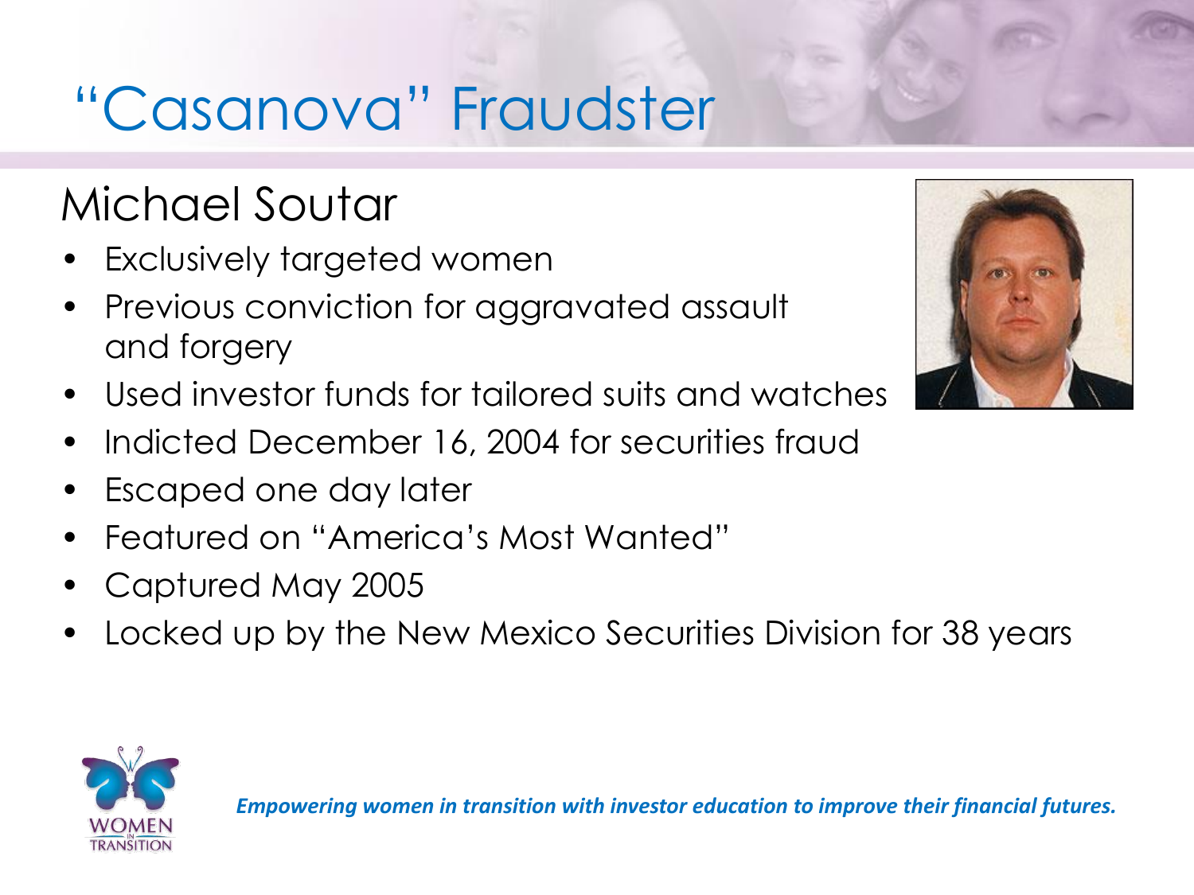# "Casanova" Fraudster

## Michael Soutar

- Exclusively targeted women
- Previous conviction for aggravated assault and forgery
- Used investor funds for tailored suits and watches
- Indicted December 16, 2004 for securities fraud
- Escaped one day later
- Featured on "America's Most Wanted"
- Captured May 2005
- Locked up by the New Mexico Securities Division for 38 years

*Empowering women in transition with investor education to improve their financial futures.*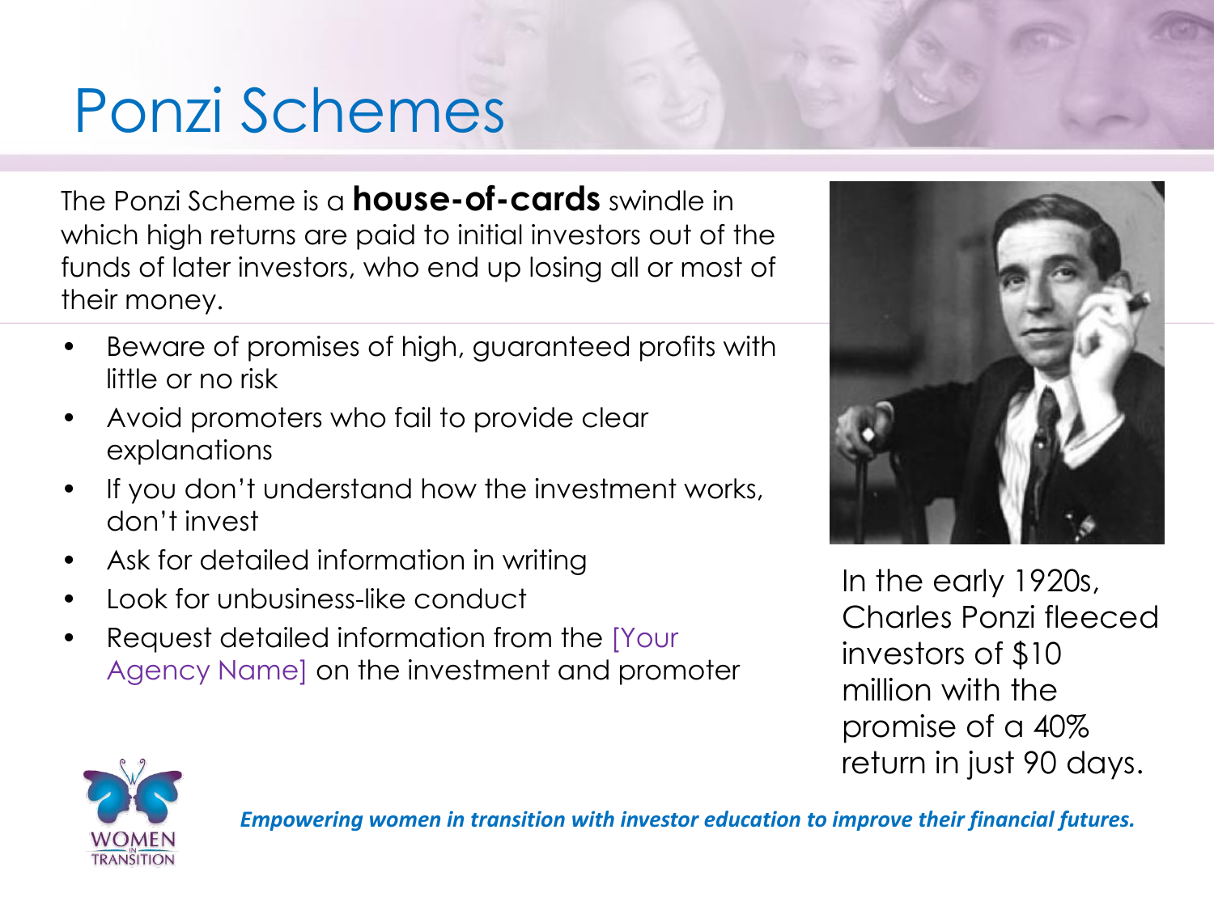# Ponzi Schemes

The Ponzi Scheme is a **house-of-cards** swindle in which high returns are paid to initial investors out of the funds of later investors, who end up losing all or most of their money.

- Beware of promises of high, guaranteed profits with little or no risk
- Avoid promoters who fail to provide clear explanations
- If you don't understand how the investment works, don't invest
- Ask for detailed information in writing
- Look for unbusiness-like conduct
- Request detailed information from the [Your Agency Name] on the investment and promoter

In the early 1920s, Charles Ponzi fleeced investors of $10 million with the promise of a 40% return in just 90 days.

*Empowering women in transition with investor education to improve their financial futures.*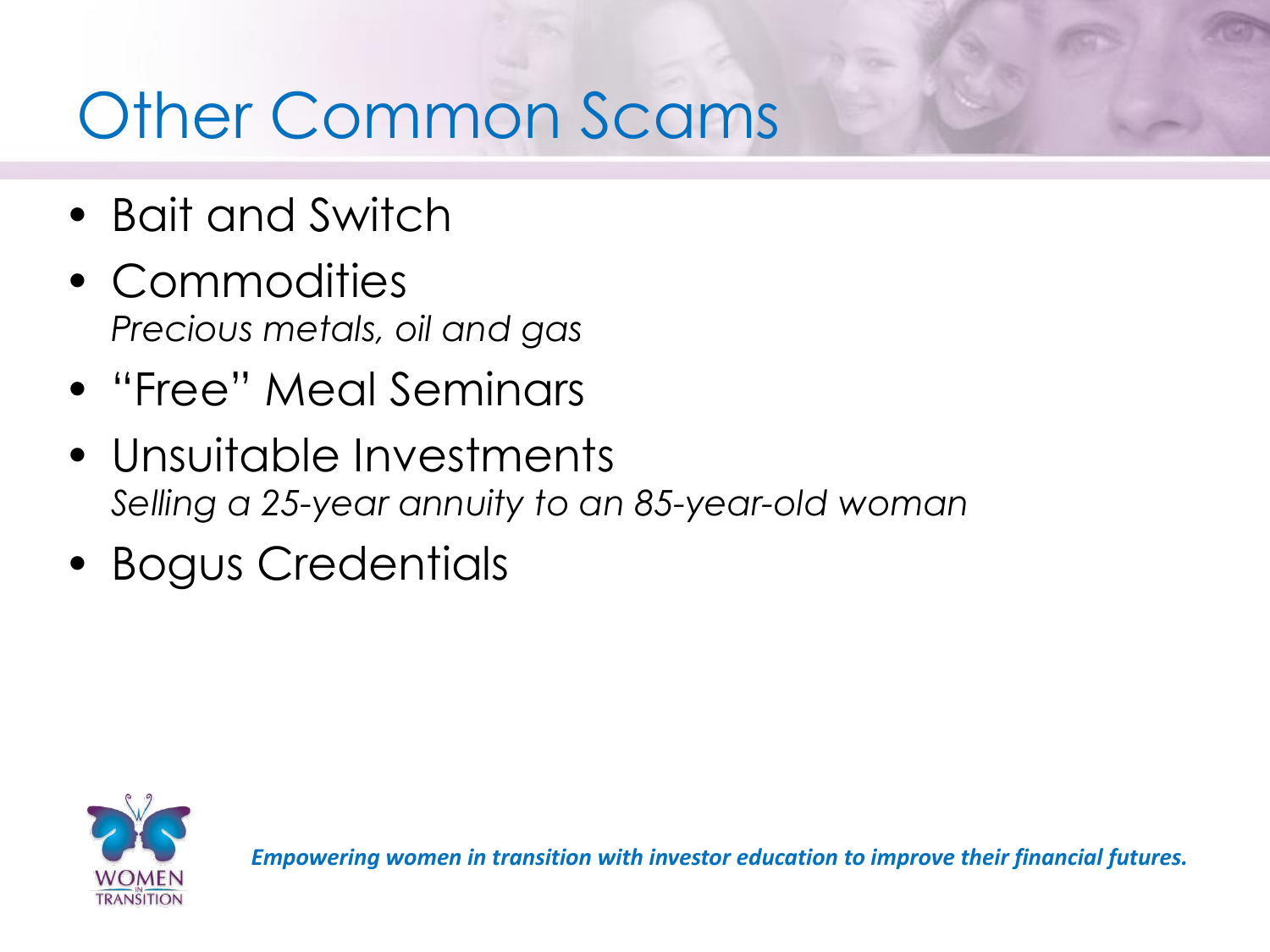# Other Common Scams

- Bait and Switch
- Commodities
  *Precious metals, oil and gas*
- "Free" Meal Seminars
- Unsuitable Investments
  *Selling a 25-year annuity to an 85-year-old woman*
- Bogus Credentials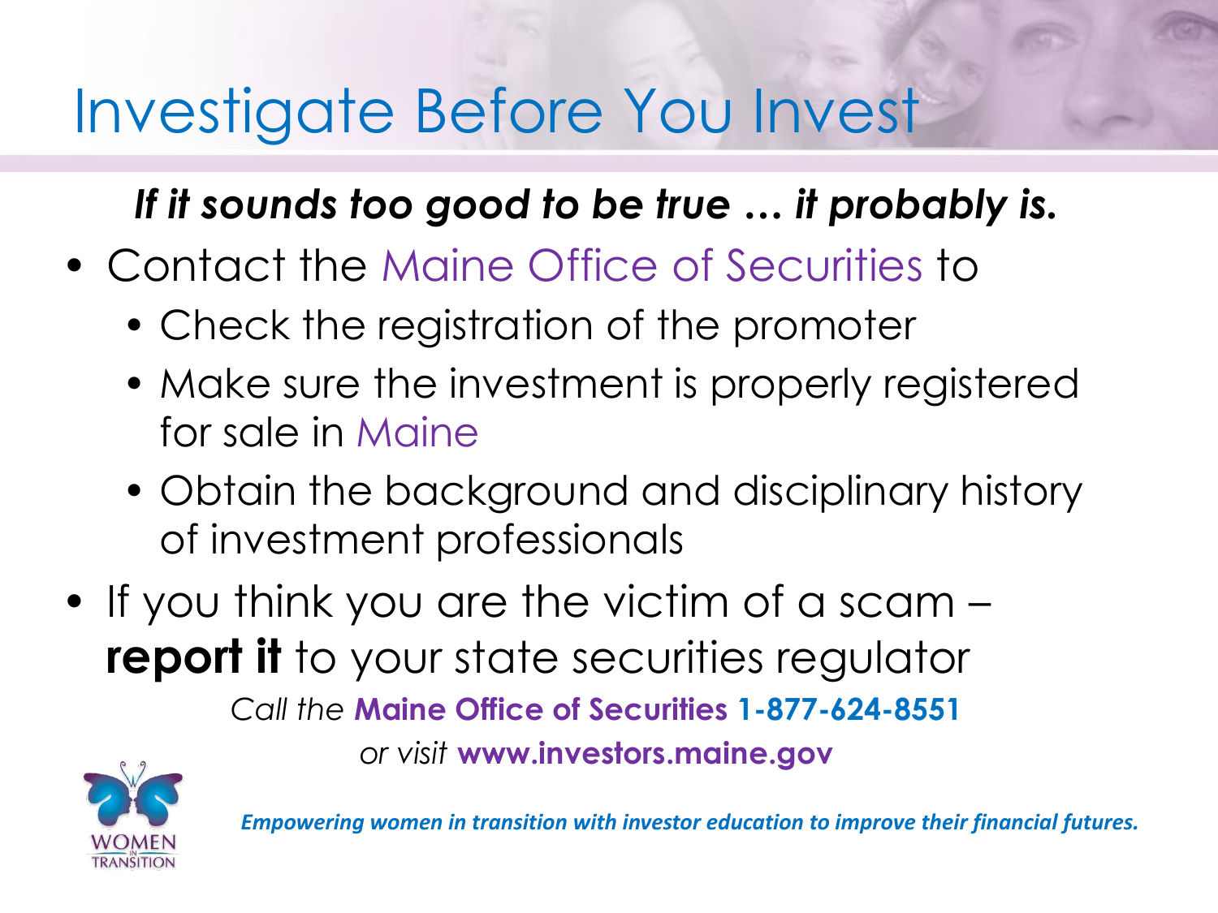# Investigate Before You Invest

***If it sounds too good to be true … it probably is.***

- Contact the Maine Office of Securities to
  - Check the registration of the promoter
  - Make sure the investment is properly registered for sale in Maine
  - Obtain the background and disciplinary history of investment professionals
- If you think you are the victim of a scam – **report it** to your state securities regulator

*Call the* **Maine Office of Securities 1-877-624-8551**

*or visit* **www.investors.maine.gov**

WOMEN IN TRANSITION

***Empowering women in transition with investor education to improve their financial futures.***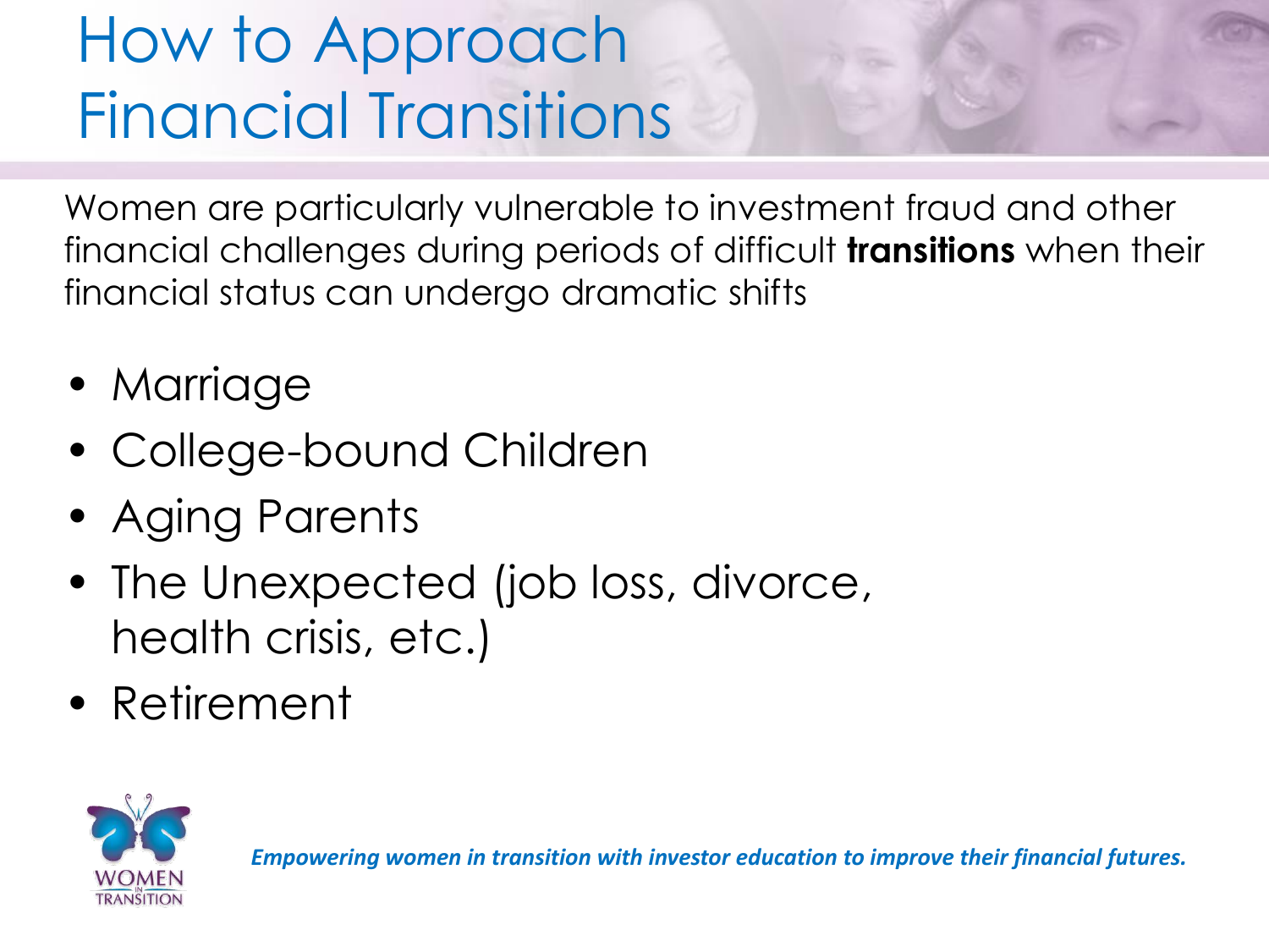# How to Approach Financial Transitions

Women are particularly vulnerable to investment fraud and other financial challenges during periods of difficult **transitions** when their financial status can undergo dramatic shifts

- Marriage
- College-bound Children
- Aging Parents
- The Unexpected (job loss, divorce, health crisis, etc.)
- Retirement

WOMEN IN TRANSITION

*Empowering women in transition with investor education to improve their financial futures.*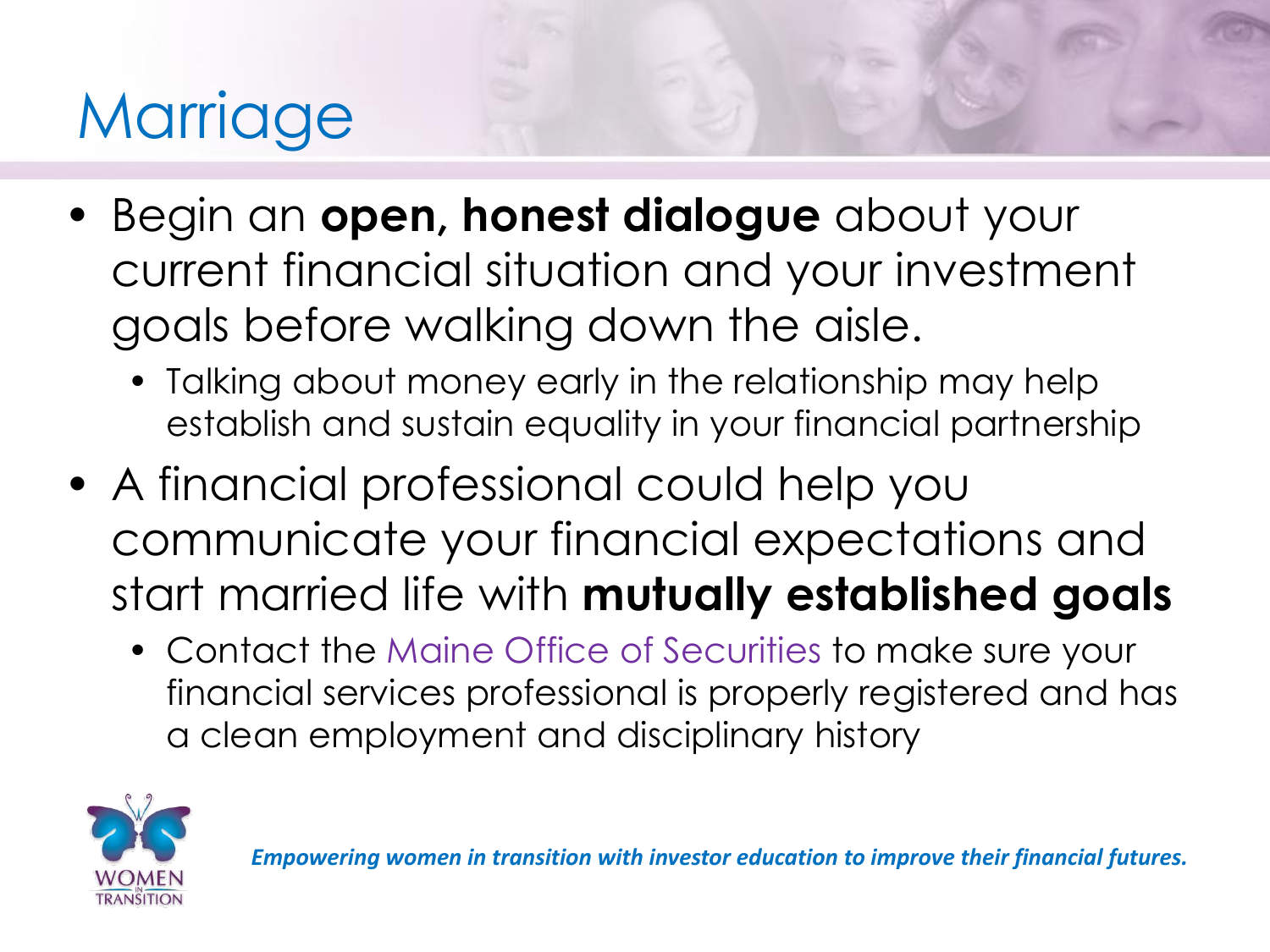# Marriage

- Begin an **open, honest dialogue** about your current financial situation and your investment goals before walking down the aisle.
  - Talking about money early in the relationship may help establish and sustain equality in your financial partnership
- A financial professional could help you communicate your financial expectations and start married life with **mutually established goals**
  - Contact the Maine Office of Securities to make sure your financial services professional is properly registered and has a clean employment and disciplinary history

*Empowering women in transition with investor education to improve their financial futures.*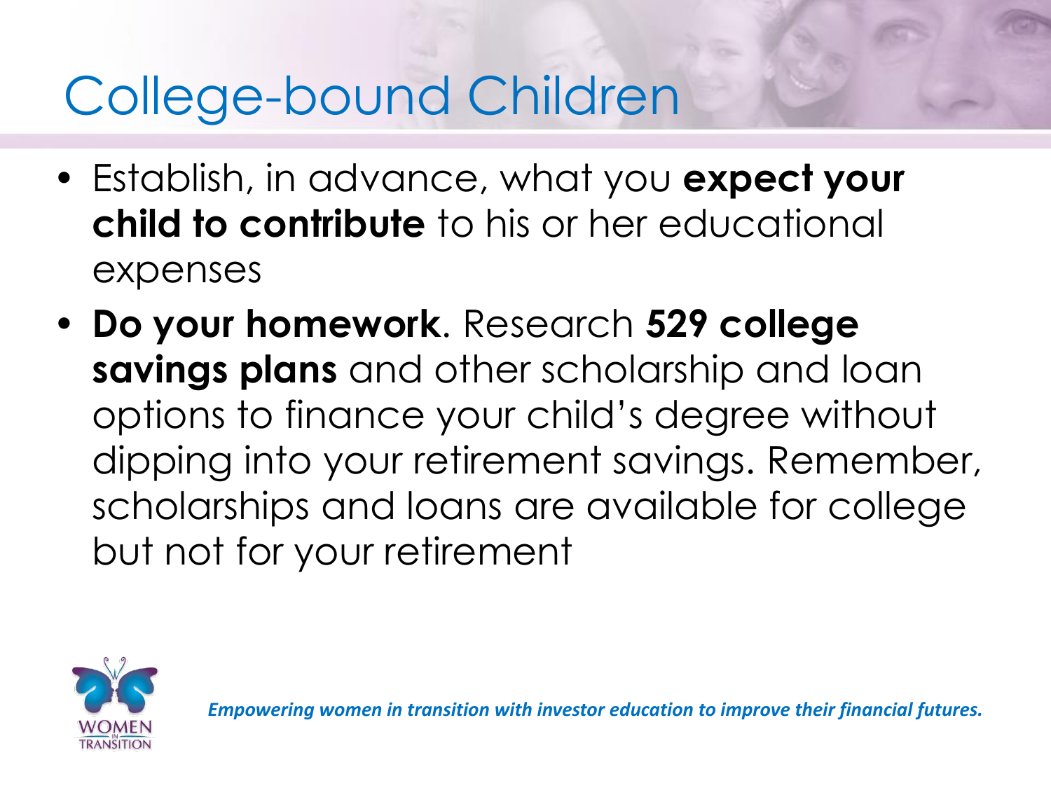# College-bound Children

- Establish, in advance, what you **expect your child to contribute** to his or her educational expenses
- **Do your homework**. Research **529 college savings plans** and other scholarship and loan options to finance your child's degree without dipping into your retirement savings. Remember, scholarships and loans are available for college but not for your retirement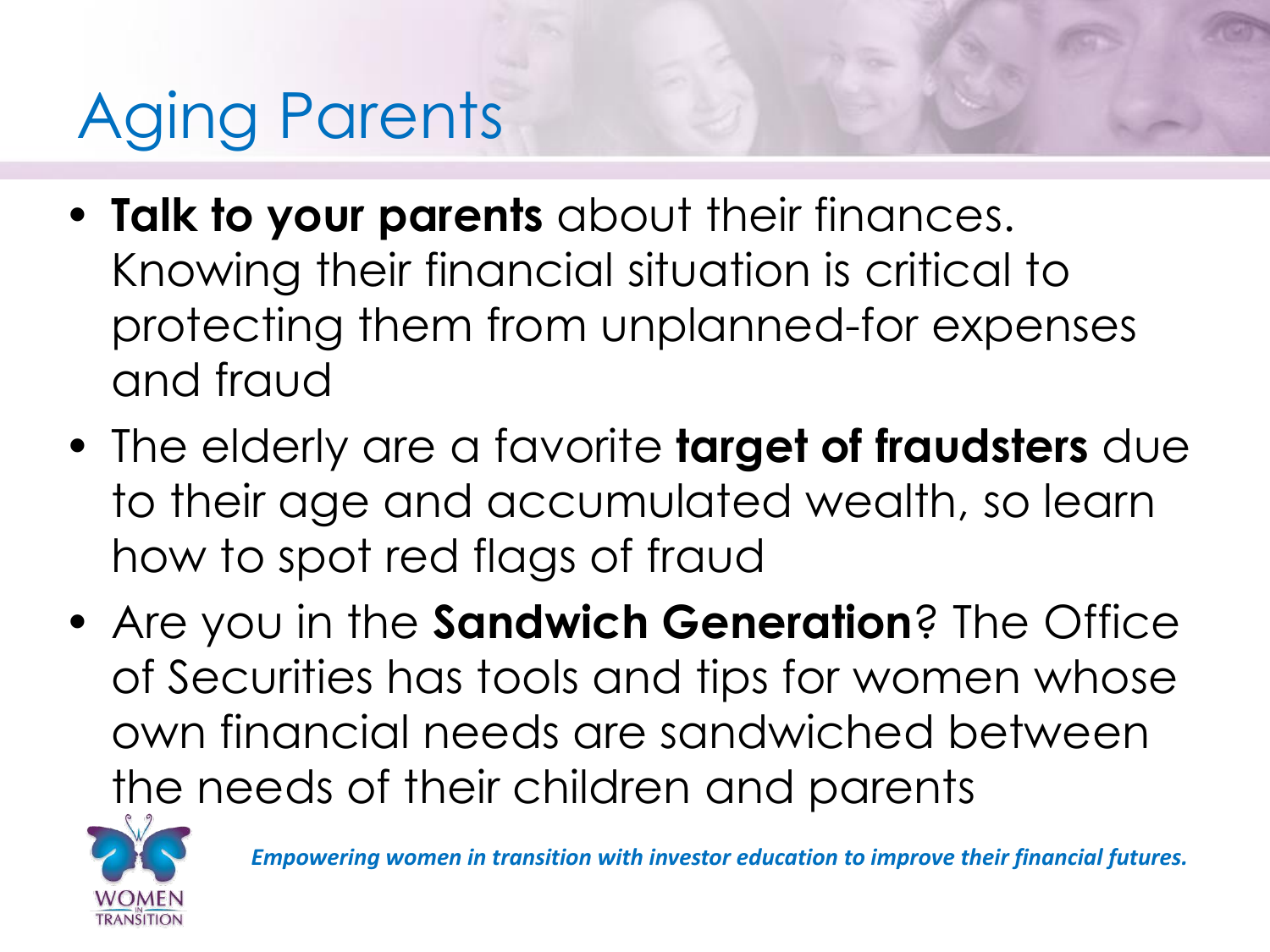# Aging Parents

- **Talk to your parents** about their finances. Knowing their financial situation is critical to protecting them from unplanned-for expenses and fraud
- The elderly are a favorite **target of fraudsters** due to their age and accumulated wealth, so learn how to spot red flags of fraud
- Are you in the **Sandwich Generation**? The Office of Securities has tools and tips for women whose own financial needs are sandwiched between the needs of their children and parents

*Empowering women in transition with investor education to improve their financial futures.*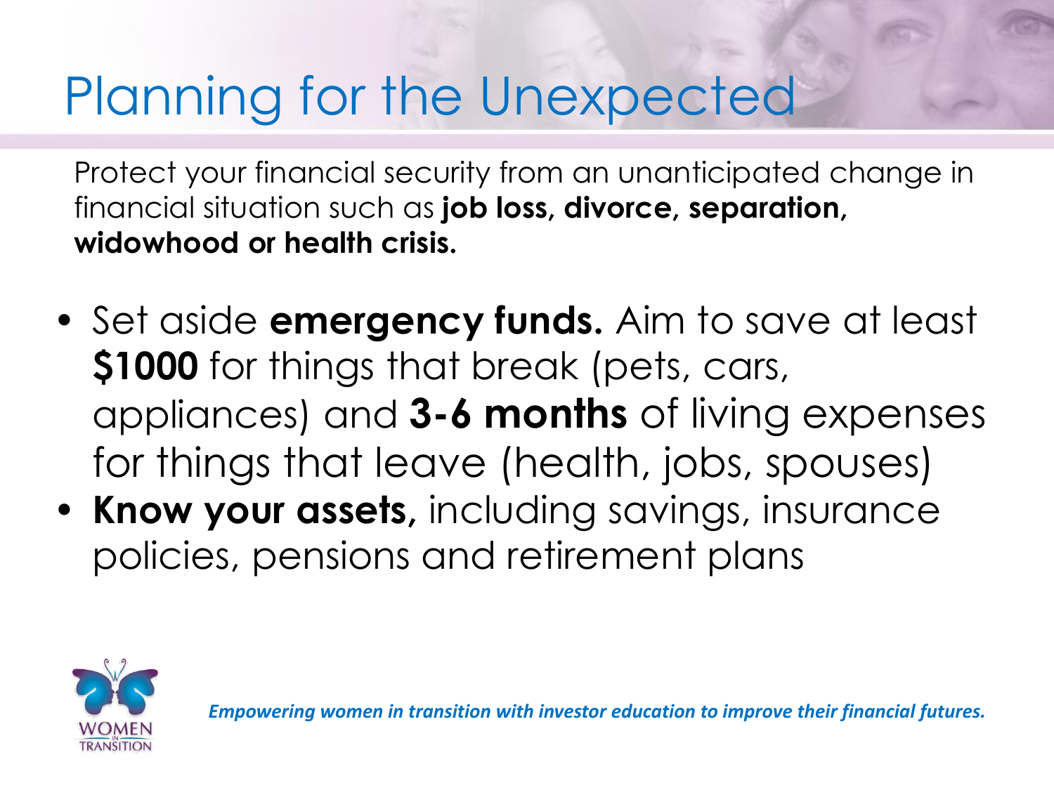# Planning for the Unexpected

Protect your financial security from an unanticipated change in financial situation such as **job loss, divorce, separation, widowhood or health crisis.**

- Set aside **emergency funds.** Aim to save at least **$1000** for things that break (pets, cars, appliances) and **3-6 months** of living expenses for things that leave (health, jobs, spouses)
- **Know your assets,** including savings, insurance policies, pensions and retirement plans

*Empowering women in transition with investor education to improve their financial futures.*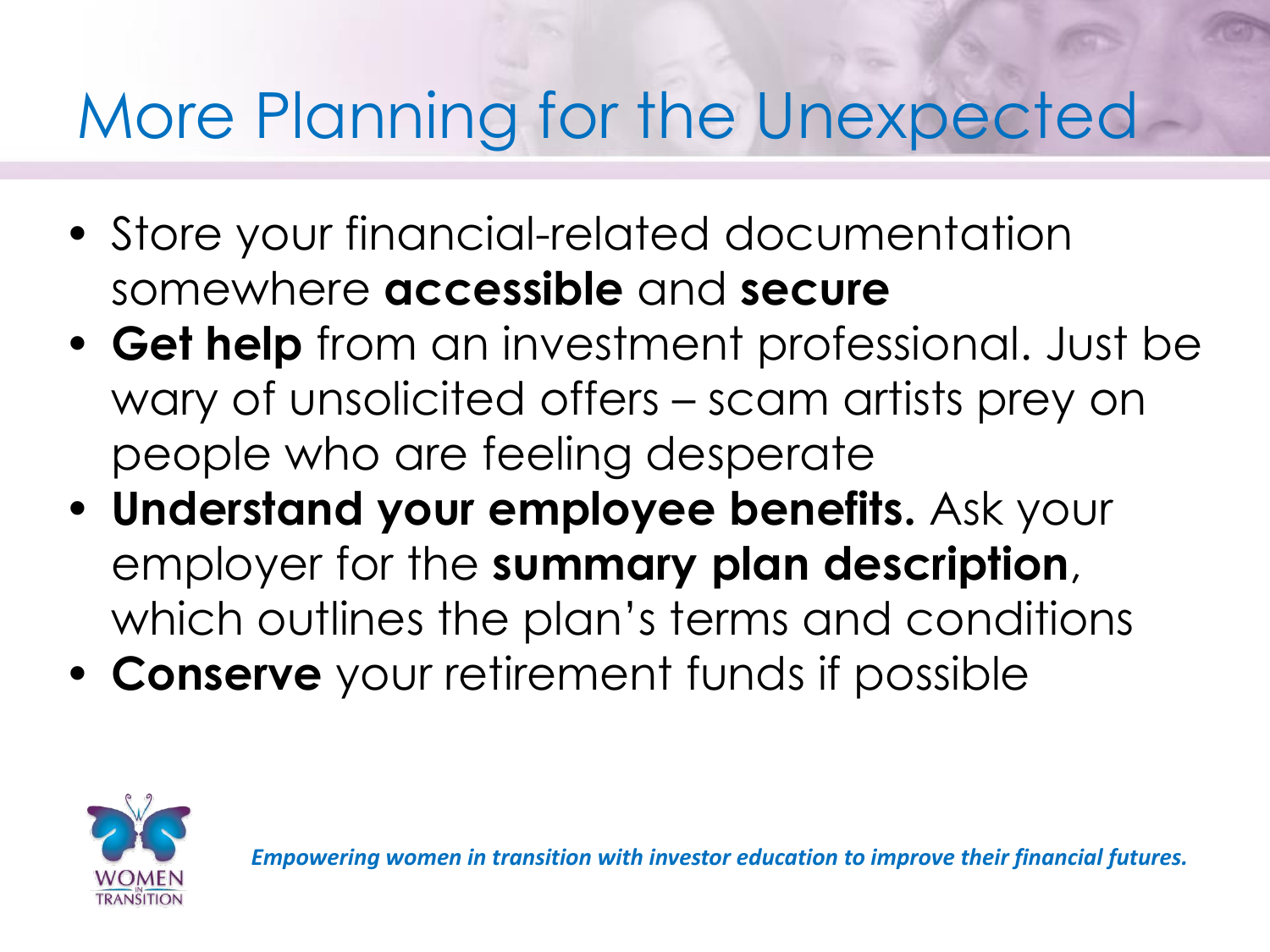# More Planning for the Unexpected

- Store your financial-related documentation somewhere **accessible** and **secure**
- **Get help** from an investment professional. Just be wary of unsolicited offers – scam artists prey on people who are feeling desperate
- **Understand your employee benefits.** Ask your employer for the **summary plan description**, which outlines the plan's terms and conditions
- **Conserve** your retirement funds if possible

*Empowering women in transition with investor education to improve their financial futures.*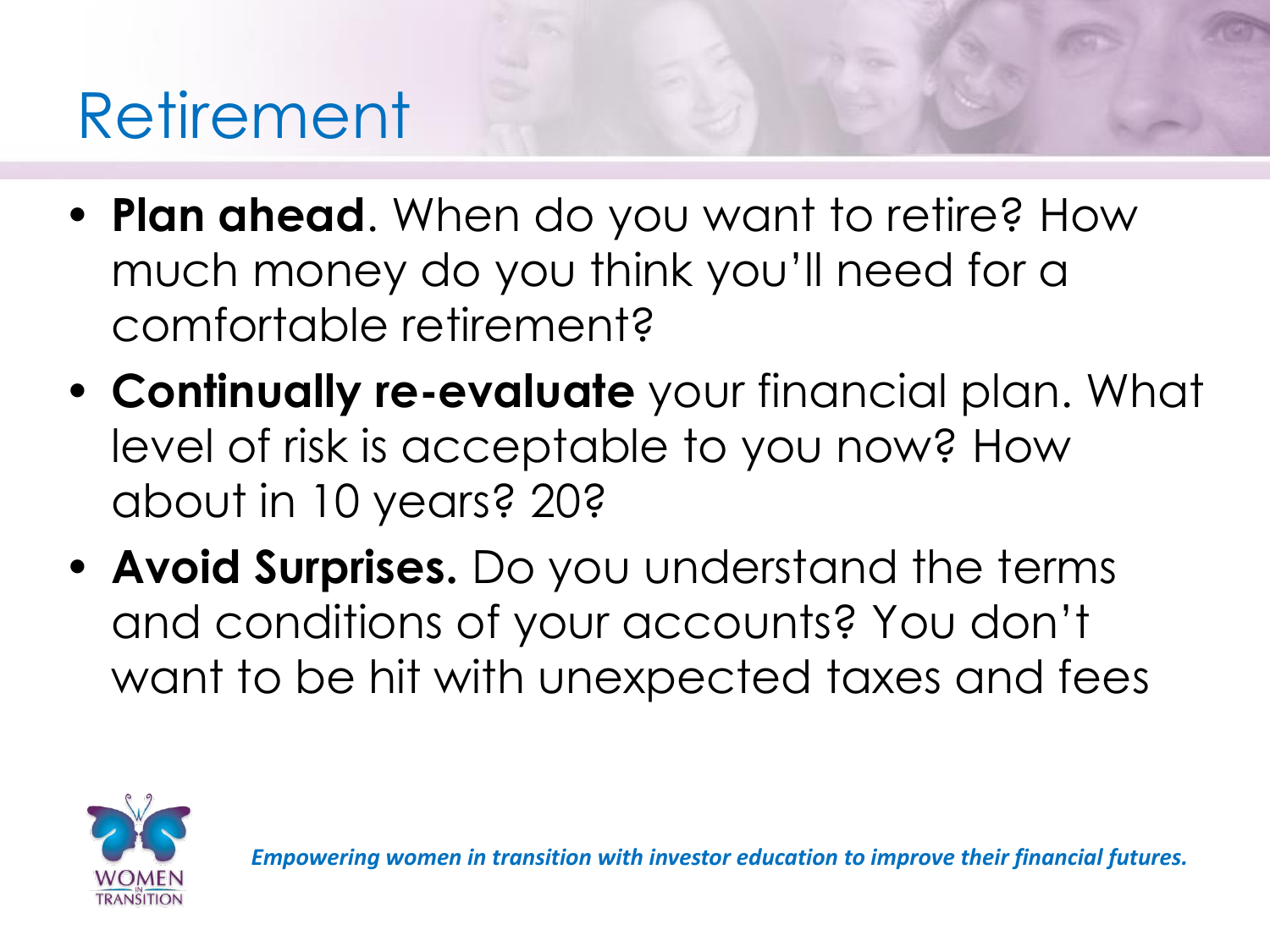# Retirement

- **Plan ahead**. When do you want to retire? How much money do you think you'll need for a comfortable retirement?
- **Continually re-evaluate** your financial plan. What level of risk is acceptable to you now? How about in 10 years? 20?
- **Avoid Surprises.** Do you understand the terms and conditions of your accounts? You don't want to be hit with unexpected taxes and fees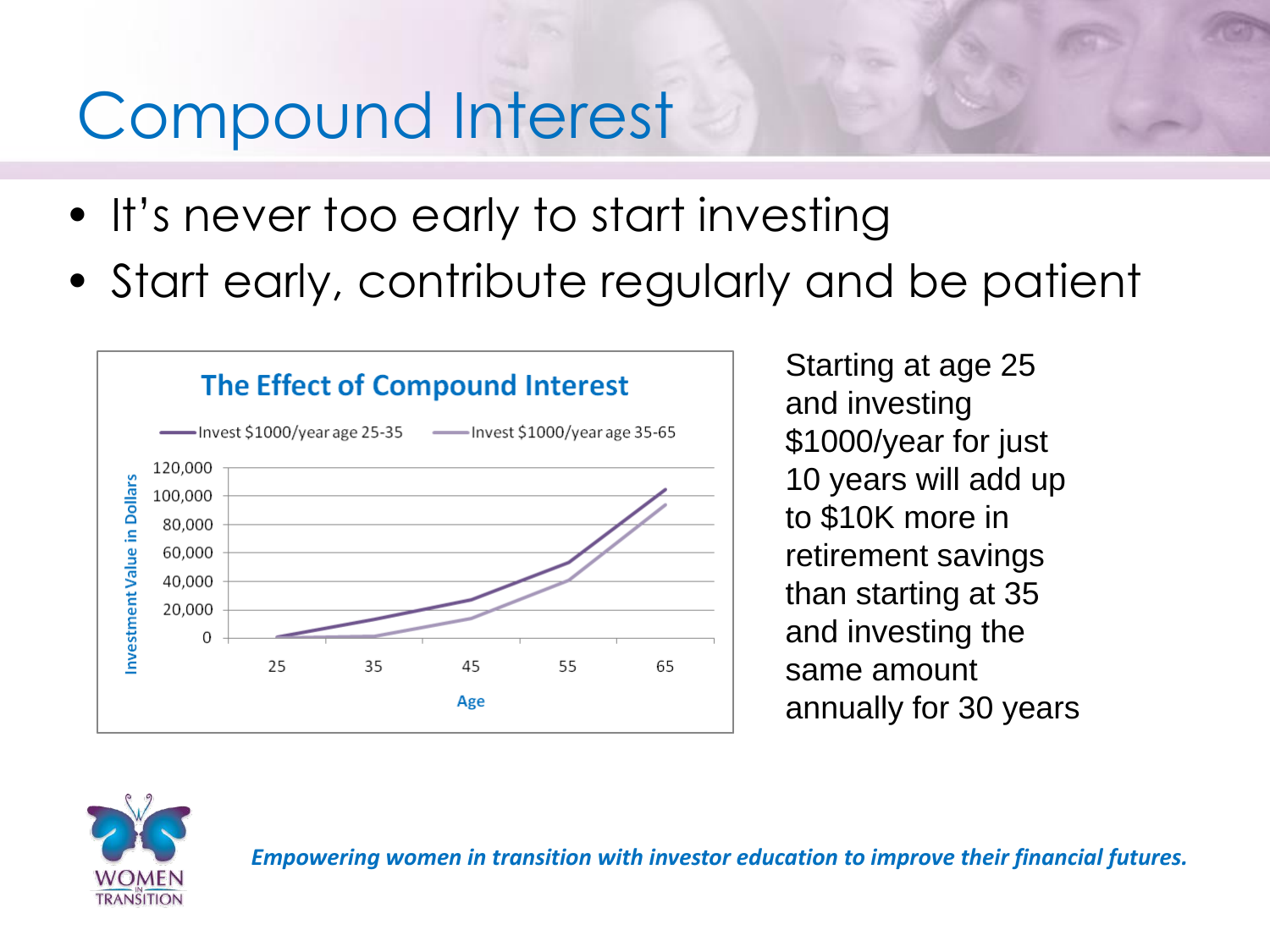# Compound Interest

- It's never too early to start investing
- Start early, contribute regularly and be patient

**The Effect of Compound Interest**

Invest $1000/year age 25-35 — Invest $1000/year age 35-65

Investment Value in Dollars: 0, 20,000, 40,000, 60,000, 80,000, 100,000, 120,000

Age: 25, 35, 45, 55, 65

Starting at age 25 and investing $1000/year for just 10 years will add up to $10K more in retirement savings than starting at 35 and investing the same amount annually for 30 years

*Empowering women in transition with investor education to improve their financial futures.*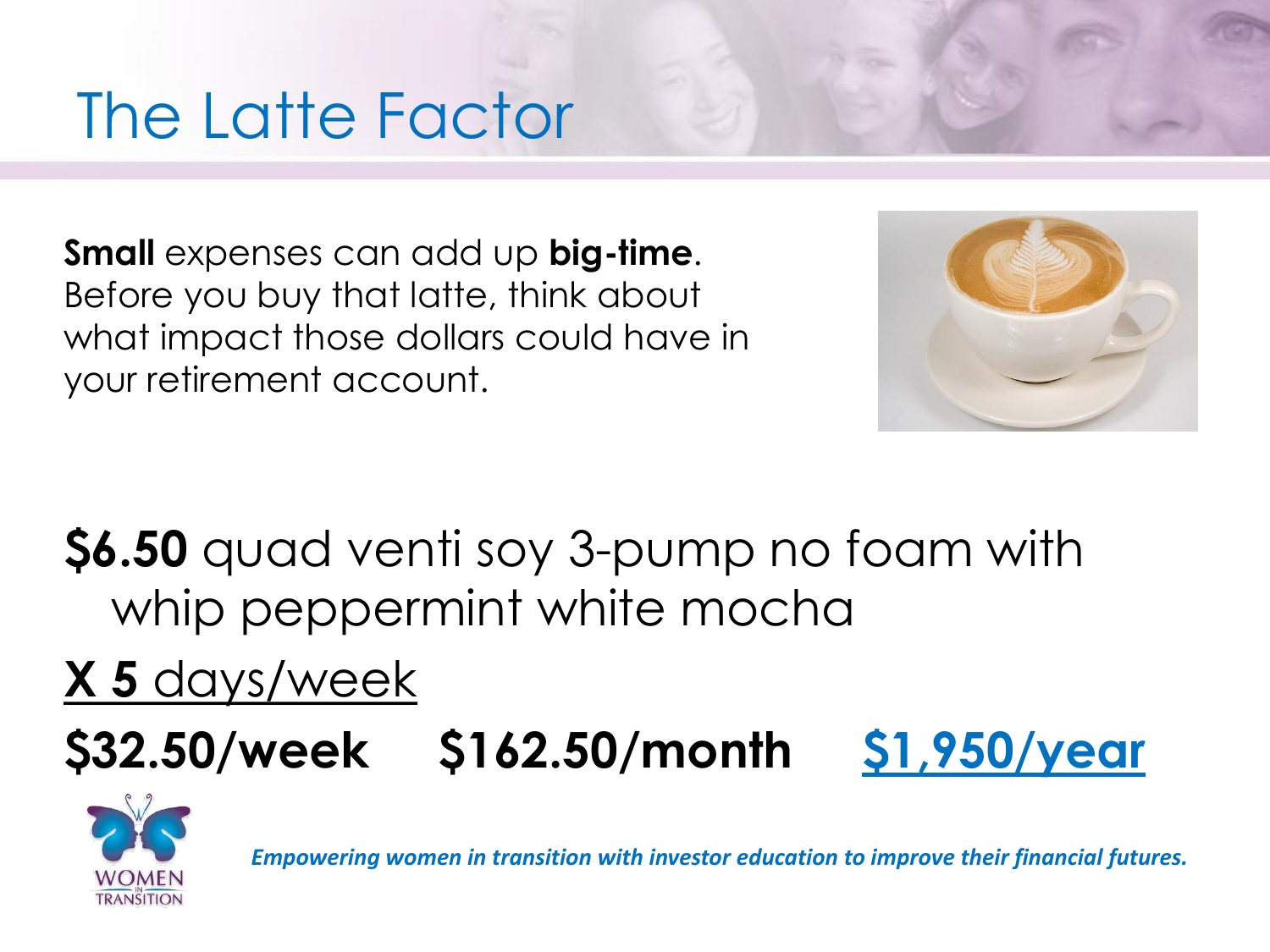# The Latte Factor

**Small** expenses can add up **big-time**. Before you buy that latte, think about what impact those dollars could have in your retirement account.

**$6.50** quad venti soy 3-pump no foam with whip peppermint white mocha

**X 5** days/week

**$32.50/week** **$162.50/month** **$1,950/year**

*Empowering women in transition with investor education to improve their financial futures.*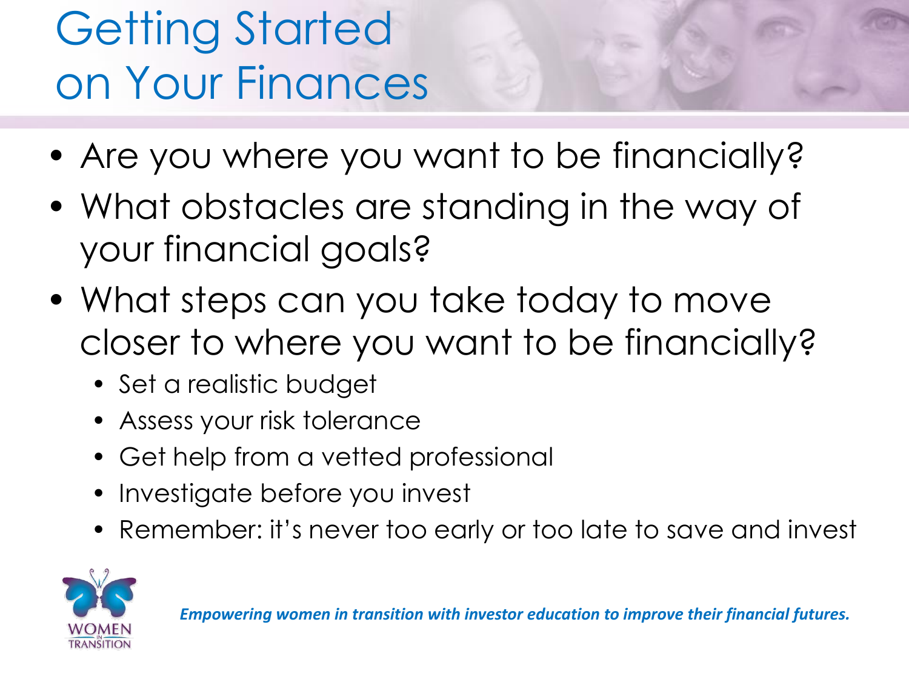# Getting Started on Your Finances

- Are you where you want to be financially?
- What obstacles are standing in the way of your financial goals?
- What steps can you take today to move closer to where you want to be financially?
  - Set a realistic budget
  - Assess your risk tolerance
  - Get help from a vetted professional
  - Investigate before you invest
  - Remember: it's never too early or too late to save and invest

WOMEN IN TRANSITION

*Empowering women in transition with investor education to improve their financial futures.*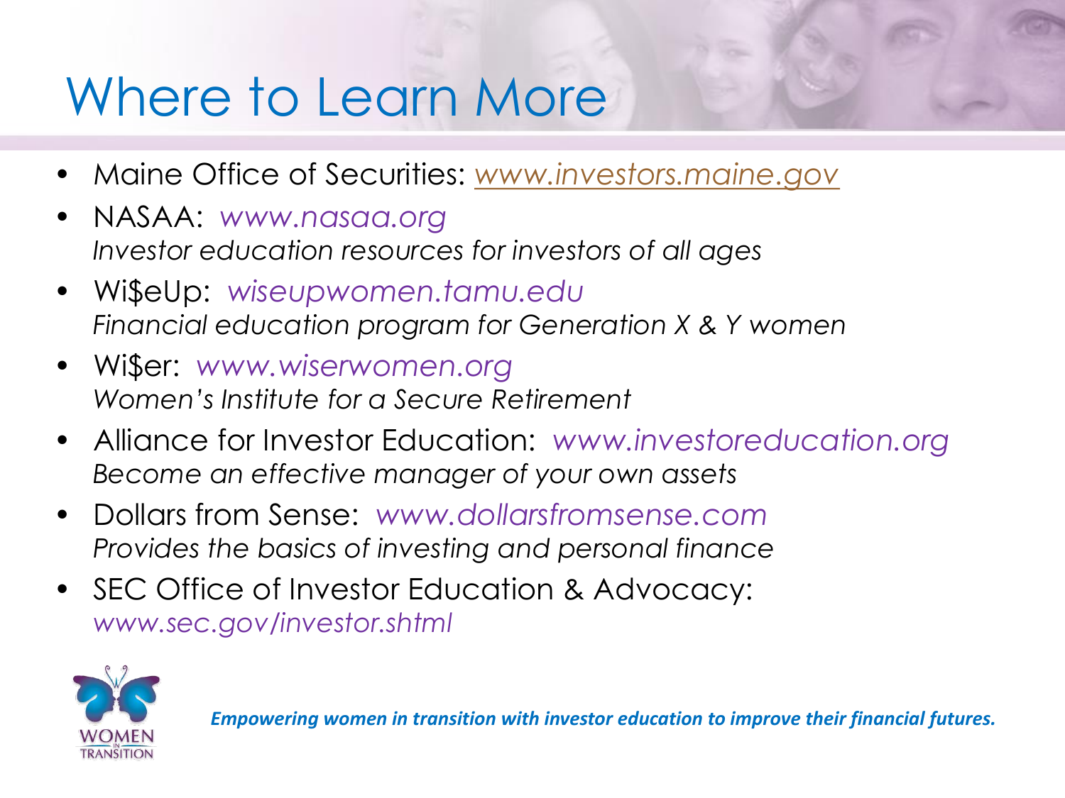# Where to Learn More

- Maine Office of Securities: www.investors.maine.gov
- NASAA: *www.nasaa.org*
  *Investor education resources for investors of all ages*
- Wi$eUp: *wiseupwomen.tamu.edu*
  *Financial education program for Generation X & Y women*
- Wi$er: *www.wiserwomen.org*
  *Women's Institute for a Secure Retirement*
- Alliance for Investor Education: *www.investoreducation.org*
  *Become an effective manager of your own assets*
- Dollars from Sense: *www.dollarsfromsense.com*
  *Provides the basics of investing and personal finance*
- SEC Office of Investor Education & Advocacy:
  *www.sec.gov/investor.shtml*

WOMEN IN TRANSITION

***Empowering women in transition with investor education to improve their financial futures.***